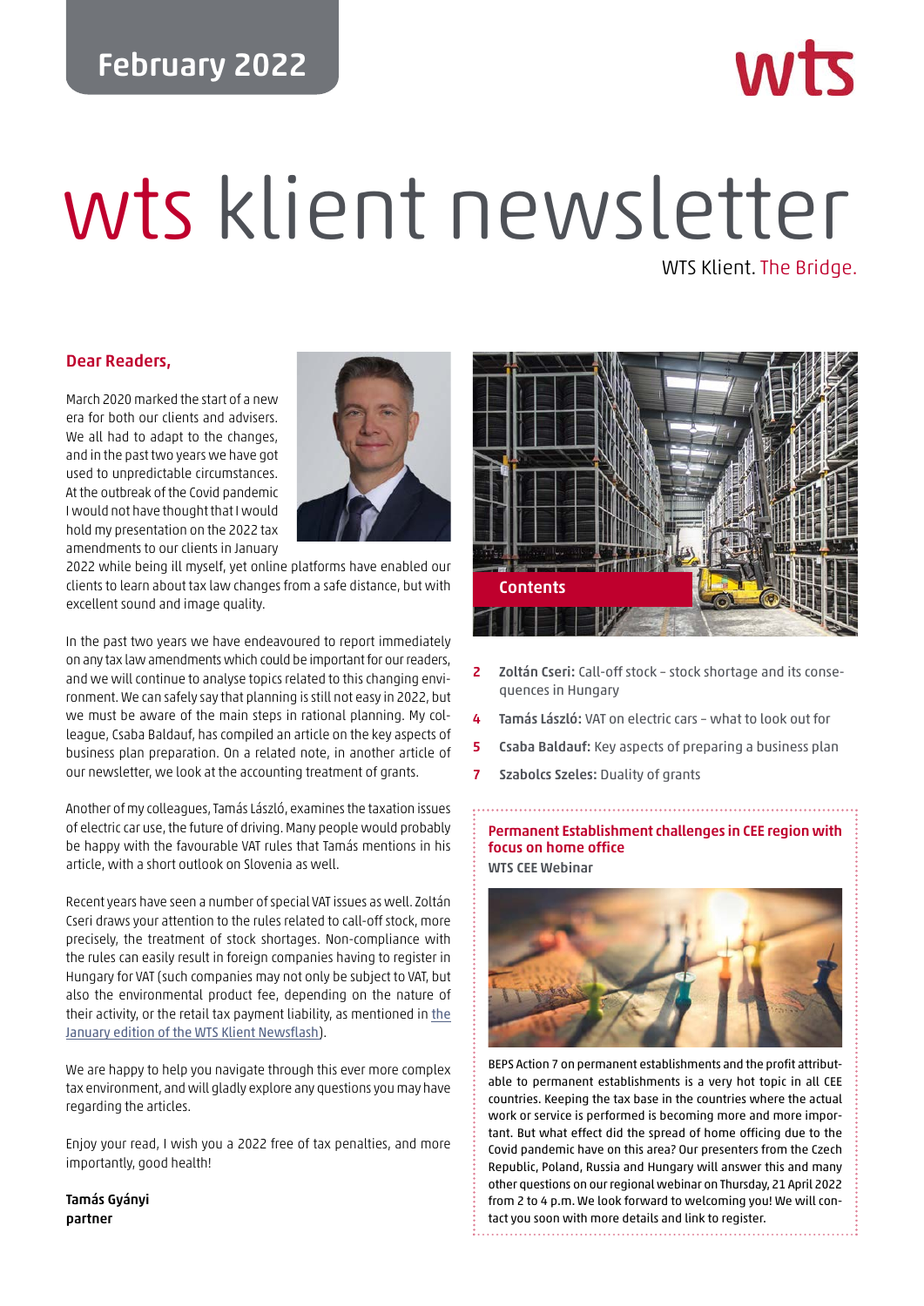February 2022

# wts klient newsletter

WTS Klient. The Bridge.

## Dear Readers,

March 2020 marked the start of a new era for both our clients and advisers. We all had to adapt to the changes, and in the past two years we have got used to unpredictable circumstances. At the outbreak of the Covid pandemic I would not have thought that I would hold my presentation on the 2022 tax amendments to our clients in January 2022 while being ill myself, yet online platforms have enabled our clients to learn about tax law changes from a safe distance, but with excellent sound and image quality.

In the past two years we have endeavoured to report immediately on any tax law amendments which could be important for our readers, and we will continue to analyse topics related to this changing environment. We can safely say that planning is still not easy in 2022, but we must be aware of the main steps in rational planning. My colleague, Csaba Baldauf, has compiled an article on the key aspects of business plan preparation. On a related note, in another article of our newsletter, we look at the accounting treatment of grants.

Another of my colleagues, Tamás László, examines the taxation issues of electric car use, the future of driving. Many people would probably be happy with the favourable VAT rules that Tamás mentions in his article, with a short outlook on Slovenia as well.

Recent years have seen a number of special VAT issues as well. Zoltán Cseri draws your attention to the rules related to call-off stock, more precisely, the treatment of stock shortages. Non-compliance with the rules can easily result in foreign companies having to register in Hungary for VAT (such companies may not only be subject to VAT, but also the environmental product fee, depending on the nature of their activity, or the retail tax payment liability, as mentioned in the January edition of the WTS Klient Newsflash).

We are happy to help you navigate through this ever more complex tax environment, and will gladly explore any questions you may have regarding the articles.

Enjoy your read, I wish you a 2022 free of tax penalties, and more importantly, good health!

**Tamás Gyányi**
**partner**

## Contents

- 2 **Zoltán Cseri:** Call-off stock – stock shortage and its consequences in Hungary
- 4 **Tamás László:** VAT on electric cars – what to look out for
- 5 **Csaba Baldauf:** Key aspects of preparing a business plan
- 7 **Szabolcs Szeles:** Duality of grants

### Permanent Establishment challenges in CEE region with focus on home office

**WTS CEE Webinar**

BEPS Action 7 on permanent establishments and the profit attributable to permanent establishments is a very hot topic in all CEE countries. Keeping the tax base in the countries where the actual work or service is performed is becoming more and more important. But what effect did the spread of home officing due to the Covid pandemic have on this area? Our presenters from the Czech Republic, Poland, Russia and Hungary will answer this and many other questions on our regional webinar on Thursday, 21 April 2022 from 2 to 4 p.m. We look forward to welcoming you! We will contact you soon with more details and link to register.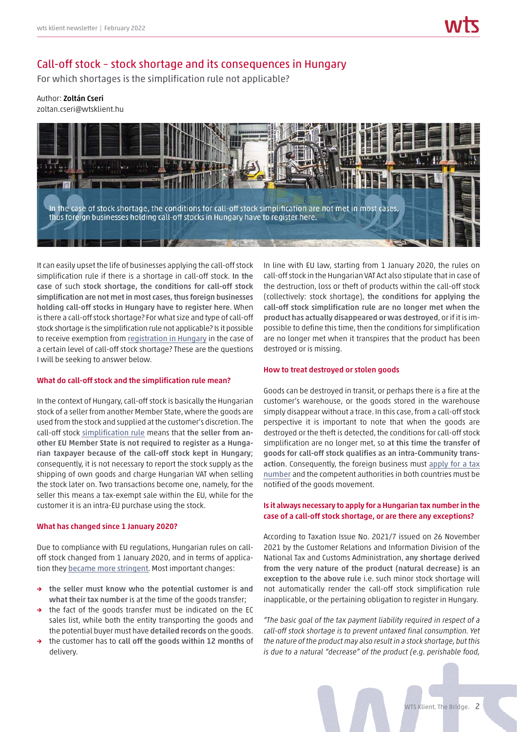# Call-off stock – stock shortage and its consequences in Hungary

For which shortages is the simplification rule not applicable?

Author: **Zoltán Cseri**
zoltan.cseri@wtsklient.hu

In the case of stock shortage, the conditions for call-off stock simplification are not met in most cases, thus foreign businesses holding call-off stocks in Hungary have to register here.

It can easily upset the life of businesses applying the call-off stock simplification rule if there is a shortage in call-off stock. **In the case** of such **stock shortage, the conditions for call-off stock simplification are not met in most cases, thus foreign businesses holding call-off stocks in Hungary have to register here**. When is there a call-off stock shortage? For what size and type of call-off stock shortage is the simplification rule not applicable? Is it possible to receive exemption from registration in Hungary in the case of a certain level of call-off stock shortage? These are the questions I will be seeking to answer below.

### What do call-off stock and the simplification rule mean?

In the context of Hungary, call-off stock is basically the Hungarian stock of a seller from another Member State, where the goods are used from the stock and supplied at the customer's discretion. The call-off stock simplification rule means that **the seller from another EU Member State is not required to register as a Hungarian taxpayer because of the call-off stock kept in Hungary**; consequently, it is not necessary to report the stock supply as the shipping of own goods and charge Hungarian VAT when selling the stock later on. Two transactions become one, namely, for the seller this means a tax-exempt sale within the EU, while for the customer it is an intra-EU purchase using the stock.

### What has changed since 1 January 2020?

Due to compliance with EU regulations, Hungarian rules on call-off stock changed from 1 January 2020, and in terms of application they became more stringent. Most important changes:

- **the seller must know who the potential customer is and what their tax number** is at the time of the goods transfer;
- the fact of the goods transfer must be indicated on the EC sales list, while both the entity transporting the goods and the potential buyer must have **detailed records** on the goods.
- the customer has to **call off the goods within 12 months** of delivery.

In line with EU law, starting from 1 January 2020, the rules on call-off stock in the Hungarian VAT Act also stipulate that in case of the destruction, loss or theft of products within the call-off stock (collectively: stock shortage), **the conditions for applying the call-off stock simplification rule are no longer met when the product has actually disappeared or was destroyed**, or if it is impossible to define this time, then the conditions for simplification are no longer met when it transpires that the product has been destroyed or is missing.

### How to treat destroyed or stolen goods

Goods can be destroyed in transit, or perhaps there is a fire at the customer's warehouse, or the goods stored in the warehouse simply disappear without a trace. In this case, from a call-off stock perspective it is important to note that when the goods are destroyed or the theft is detected, the conditions for call-off stock simplification are no longer met, so **at this time the transfer of goods for call-off stock qualifies as an intra-Community transaction**. Consequently, the foreign business must apply for a tax number and the competent authorities in both countries must be notified of the goods movement.

### Is it always necessary to apply for a Hungarian tax number in the case of a call-off stock shortage, or are there any exceptions?

According to Taxation Issue No. 2021/7 issued on 26 November 2021 by the Customer Relations and Information Division of the National Tax and Customs Administration, **any shortage derived from the very nature of the product (natural decrease) is an exception to the above rule** i.e. such minor stock shortage will not automatically render the call-off stock simplification rule inapplicable, or the pertaining obligation to register in Hungary.

*"The basic goal of the tax payment liability required in respect of a call-off stock shortage is to prevent untaxed final consumption. Yet the nature of the product may also result in a stock shortage, but this is due to a natural "decrease" of the product (e.g. perishable food,*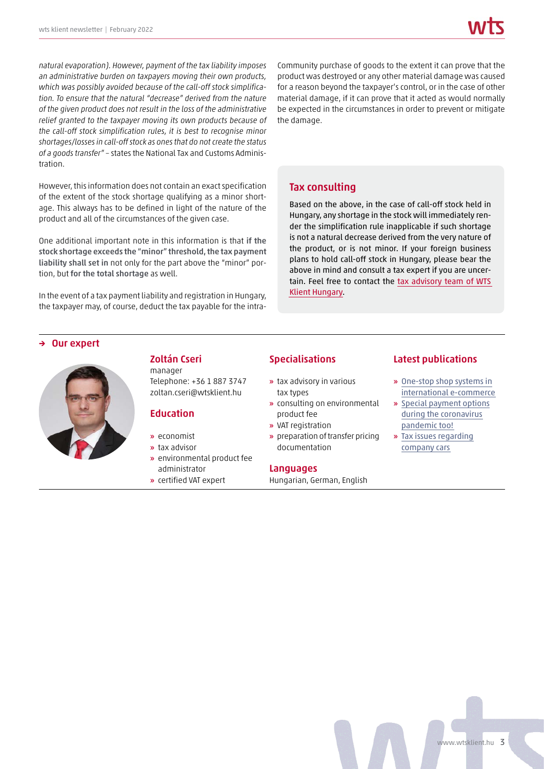*natural evaporation). However, payment of the tax liability imposes an administrative burden on taxpayers moving their own products, which was possibly avoided because of the call-off stock simplification. To ensure that the natural "decrease" derived from the nature of the given product does not result in the loss of the administrative relief granted to the taxpayer moving its own products because of the call-off stock simplification rules, it is best to recognise minor shortages/losses in call-off stock as ones that do not create the status of a goods transfer"* – states the National Tax and Customs Administration.

However, this information does not contain an exact specification of the extent of the stock shortage qualifying as a minor shortage. This always has to be defined in light of the nature of the product and all of the circumstances of the given case.

One additional important note in this information is that **if the stock shortage exceeds the "minor" threshold, the tax payment liability shall set in** not only for the part above the "minor" portion, but **for the total shortage** as well.

In the event of a tax payment liability and registration in Hungary, the taxpayer may, of course, deduct the tax payable for the intra-Community purchase of goods to the extent it can prove that the product was destroyed or any other material damage was caused for a reason beyond the taxpayer's control, or in the case of other material damage, if it can prove that it acted as would normally be expected in the circumstances in order to prevent or mitigate the damage.

## Tax consulting

Based on the above, in the case of call-off stock held in Hungary, any shortage in the stock will immediately render the simplification rule inapplicable if such shortage is not a natural decrease derived from the very nature of the product, or is not minor. If your foreign business plans to hold call-off stock in Hungary, please bear the above in mind and consult a tax expert if you are uncertain. Feel free to contact the tax advisory team of WTS Klient Hungary.

## → Our expert

### Zoltán Cseri

manager
Telephone: +36 1 887 3747
zoltan.cseri@wtsklient.hu

### Education

- economist
- tax advisor
- environmental product fee administrator
- certified VAT expert

### Specialisations

- tax advisory in various tax types
- consulting on environmental product fee
- VAT registration
- preparation of transfer pricing documentation

### Languages

Hungarian, German, English

### Latest publications

- One-stop shop systems in international e-commerce
- Special payment options during the coronavirus pandemic too!
- Tax issues regarding company cars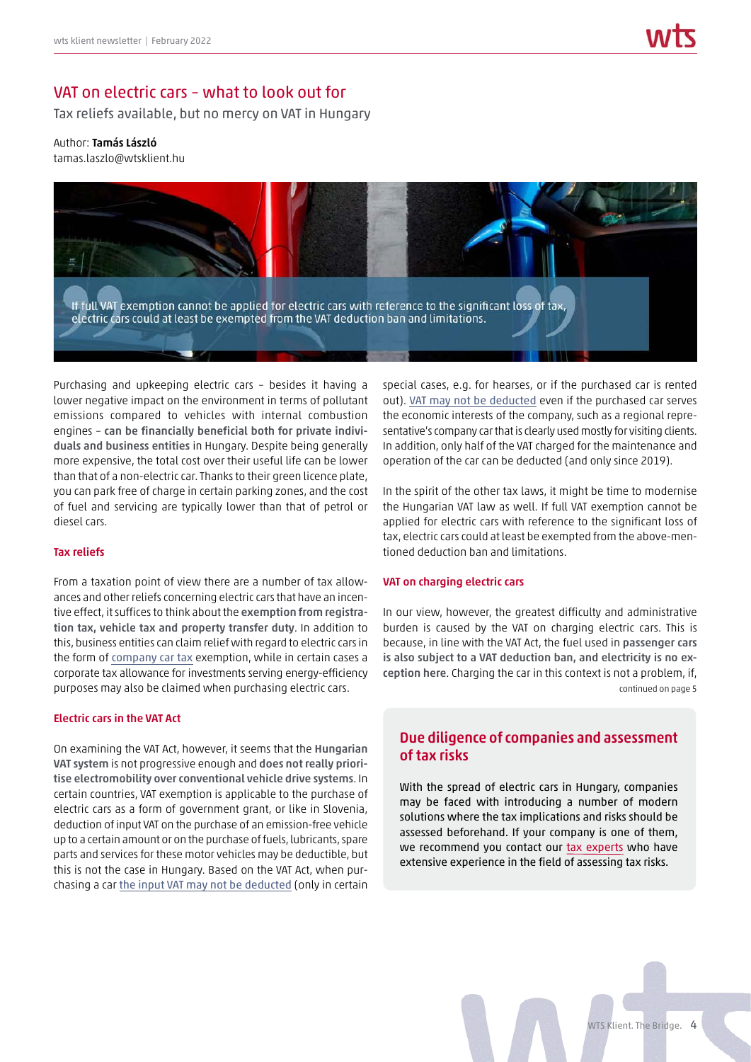## VAT on electric cars – what to look out for

Tax reliefs available, but no mercy on VAT in Hungary

Author: **Tamás László**
tamas.laszlo@wtsklient.hu

> If full VAT exemption cannot be applied for electric cars with reference to the significant loss of tax, electric cars could at least be exempted from the VAT deduction ban and limitations.

Purchasing and upkeeping electric cars – besides it having a lower negative impact on the environment in terms of pollutant emissions compared to vehicles with internal combustion engines – **can be financially beneficial both for private individuals and business entities** in Hungary. Despite being generally more expensive, the total cost over their useful life can be lower than that of a non-electric car. Thanks to their green licence plate, you can park free of charge in certain parking zones, and the cost of fuel and servicing are typically lower than that of petrol or diesel cars.

### Tax reliefs

From a taxation point of view there are a number of tax allowances and other reliefs concerning electric cars that have an incentive effect, it suffices to think about the **exemption from registration tax, vehicle tax and property transfer duty**. In addition to this, business entities can claim relief with regard to electric cars in the form of company car tax exemption, while in certain cases a corporate tax allowance for investments serving energy-efficiency purposes may also be claimed when purchasing electric cars.

### Electric cars in the VAT Act

On examining the VAT Act, however, it seems that the **Hungarian VAT system** is not progressive enough and **does not really prioritise electromobility over conventional vehicle drive systems**. In certain countries, VAT exemption is applicable to the purchase of electric cars as a form of government grant, or like in Slovenia, deduction of input VAT on the purchase of an emission-free vehicle up to a certain amount or on the purchase of fuels, lubricants, spare parts and services for these motor vehicles may be deductible, but this is not the case in Hungary. Based on the VAT Act, when purchasing a car the input VAT may not be deducted (only in certain special cases, e.g. for hearses, or if the purchased car is rented out). VAT may not be deducted even if the purchased car serves the economic interests of the company, such as a regional representative's company car that is clearly used mostly for visiting clients. In addition, only half of the VAT charged for the maintenance and operation of the car can be deducted (and only since 2019).

In the spirit of the other tax laws, it might be time to modernise the Hungarian VAT law as well. If full VAT exemption cannot be applied for electric cars with reference to the significant loss of tax, electric cars could at least be exempted from the above-mentioned deduction ban and limitations.

### VAT on charging electric cars

In our view, however, the greatest difficulty and administrative burden is caused by the VAT on charging electric cars. This is because, in line with the VAT Act, the fuel used in **passenger cars is also subject to a VAT deduction ban, and electricity is no exception here**. Charging the car in this context is not a problem, if,

continued on page 5

### Due diligence of companies and assessment of tax risks

With the spread of electric cars in Hungary, companies may be faced with introducing a number of modern solutions where the tax implications and risks should be assessed beforehand. If your company is one of them, we recommend you contact our tax experts who have extensive experience in the field of assessing tax risks.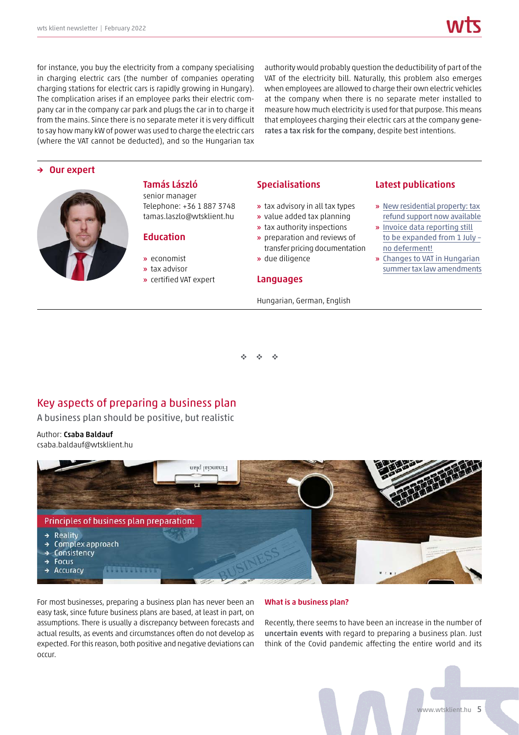for instance, you buy the electricity from a company specialising in charging electric cars (the number of companies operating charging stations for electric cars is rapidly growing in Hungary). The complication arises if an employee parks their electric company car in the company car park and plugs the car in to charge it from the mains. Since there is no separate meter it is very difficult to say how many kW of power was used to charge the electric cars (where the VAT cannot be deducted), and so the Hungarian tax authority would probably question the deductibility of part of the VAT of the electricity bill. Naturally, this problem also emerges when employees are allowed to charge their own electric vehicles at the company when there is no separate meter installed to measure how much electricity is used for that purpose. This means that employees charging their electric cars at the company **generates a tax risk for the company**, despite best intentions.

## → Our expert

### Tamás László

senior manager
Telephone: +36 1 887 3748
tamas.laszlo@wtsklient.hu

### Education

- economist
- tax advisor
- certified VAT expert

### Specialisations

- tax advisory in all tax types
- value added tax planning
- tax authority inspections
- preparation and reviews of transfer pricing documentation
- due diligence

### Languages

Hungarian, German, English

### Latest publications

- New residential property: tax refund support now available
- Invoice data reporting still to be expanded from 1 July – no deferment!
- Changes to VAT in Hungarian summer tax law amendments

❖ ❖ ❖

# Key aspects of preparing a business plan

A business plan should be positive, but realistic

Author: **Csaba Baldauf**
csaba.baldauf@wtsklient.hu

Principles of business plan preparation:

- → Reality
- → Complex approach
- → Consistency
- → Focus
- → Accuracy

For most businesses, preparing a business plan has never been an easy task, since future business plans are based, at least in part, on assumptions. There is usually a discrepancy between forecasts and actual results, as events and circumstances often do not develop as expected. For this reason, both positive and negative deviations can occur.

### What is a business plan?

Recently, there seems to have been an increase in the number of **uncertain events** with regard to preparing a business plan. Just think of the Covid pandemic affecting the entire world and its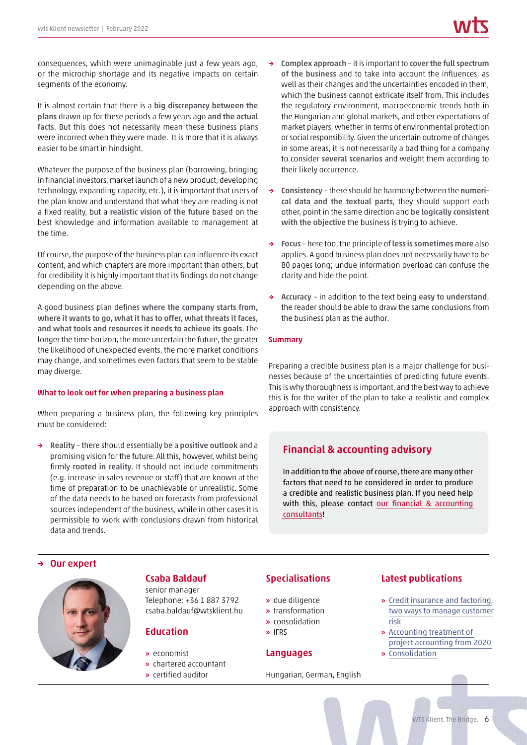consequences, which were unimaginable just a few years ago, or the microchip shortage and its negative impacts on certain segments of the economy.

It is almost certain that there is a **big discrepancy between the plans** drawn up for these periods a few years ago **and the actual facts**. But this does not necessarily mean these business plans were incorrect when they were made. It is more that it is always easier to be smart in hindsight.

Whatever the purpose of the business plan (borrowing, bringing in financial investors, market launch of a new product, developing technology, expanding capacity, etc.), it is important that users of the plan know and understand that what they are reading is not a fixed reality, but a **realistic vision of the future** based on the best knowledge and information available to management at the time.

Of course, the purpose of the business plan can influence its exact content, and which chapters are more important than others, but for credibility it is highly important that its findings do not change depending on the above.

A good business plan defines **where the company starts from, where it wants to go, what it has to offer, what threats it faces, and what tools and resources it needs to achieve its goals**. The longer the time horizon, the more uncertain the future, the greater the likelihood of unexpected events, the more market conditions may change, and sometimes even factors that seem to be stable may diverge.

### What to look out for when preparing a business plan

When preparing a business plan, the following key principles must be considered:

- **Reality** – there should essentially be a **positive outlook** and a promising vision for the future. All this, however, whilst being firmly **rooted in reality**. It should not include commitments (e.g. increase in sales revenue or staff) that are known at the time of preparation to be unachievable or unrealistic. Some of the data needs to be based on forecasts from professional sources independent of the business, while in other cases it is permissible to work with conclusions drawn from historical data and trends.
- **Complex approach** – it is important to **cover the full spectrum of the business** and to take into account the influences, as well as their changes and the uncertainties encoded in them, which the business cannot extricate itself from. This includes the regulatory environment, macroeconomic trends both in the Hungarian and global markets, and other expectations of market players, whether in terms of environmental protection or social responsibility. Given the uncertain outcome of changes in some areas, it is not necessarily a bad thing for a company to consider **several scenarios** and weight them according to their likely occurrence.
- **Consistency** – there should be harmony between the **numerical data and the textual parts**, they should support each other, point in the same direction and **be logically consistent with the objective** the business is trying to achieve.
- **Focus** – here too, the principle of **less is sometimes more** also applies. A good business plan does not necessarily have to be 80 pages long; undue information overload can confuse the clarity and hide the point.
- **Accuracy** – in addition to the text being **easy to understand**, the reader should be able to draw the same conclusions from the business plan as the author.

### Summary

Preparing a credible business plan is a major challenge for businesses because of the uncertainties of predicting future events. This is why thoroughness is important, and the best way to achieve this is for the writer of the plan to take a realistic and complex approach with consistency.

## Financial & accounting advisory

In addition to the above of course, there are many other factors that need to be considered in order to produce a credible and realistic business plan. If you need help with this, please contact our financial & accounting consultants!

## Our expert

### Csaba Baldauf

senior manager
Telephone: +36 1 887 3792
csaba.baldauf@wtsklient.hu

### Education

- economist
- chartered accountant
- certified auditor

### Specialisations

- due diligence
- transformation
- consolidation
- IFRS

### Languages

Hungarian, German, English

### Latest publications

- Credit insurance and factoring, two ways to manage customer risk
- Accounting treatment of project accounting from 2020
- Consolidation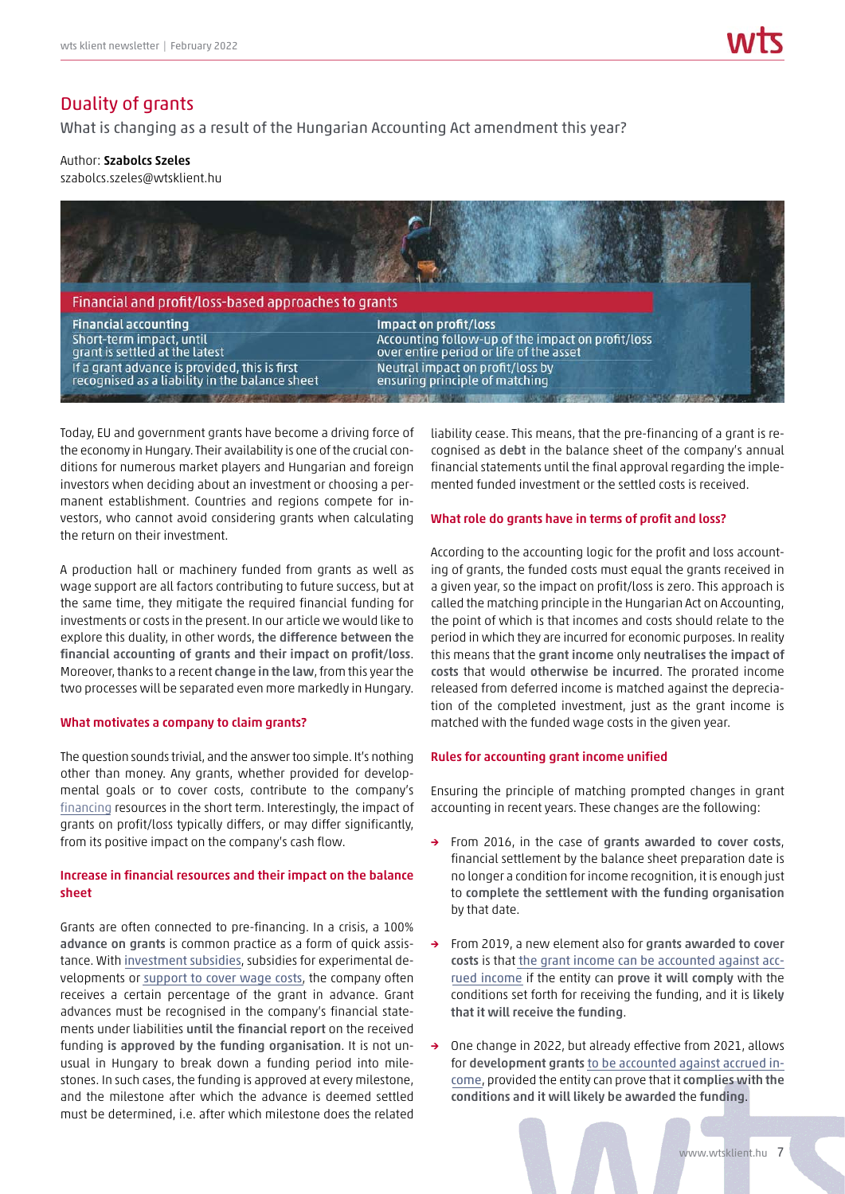# Duality of grants

What is changing as a result of the Hungarian Accounting Act amendment this year?

Author: **Szabolcs Szeles**
szabolcs.szeles@wtsklient.hu

**Financial and profit/loss-based approaches to grants**

| Financial accounting | Impact on profit/loss |
| --- | --- |
| Short-term impact, until grant is settled at the latest | Accounting follow-up of the impact on profit/loss over entire period or life of the asset |
| If a grant advance is provided, this is first recognised as a liability in the balance sheet | Neutral impact on profit/loss by ensuring principle of matching |

Today, EU and government grants have become a driving force of the economy in Hungary. Their availability is one of the crucial conditions for numerous market players and Hungarian and foreign investors when deciding about an investment or choosing a permanent establishment. Countries and regions compete for investors, who cannot avoid considering grants when calculating the return on their investment.

A production hall or machinery funded from grants as well as wage support are all factors contributing to future success, but at the same time, they mitigate the required financial funding for investments or costs in the present. In our article we would like to explore this duality, in other words, **the difference between the financial accounting of grants and their impact on profit/loss**. Moreover, thanks to a recent **change in the law**, from this year the two processes will be separated even more markedly in Hungary.

### What motivates a company to claim grants?

The question sounds trivial, and the answer too simple. It's nothing other than money. Any grants, whether provided for developmental goals or to cover costs, contribute to the company's financing resources in the short term. Interestingly, the impact of grants on profit/loss typically differs, or may differ significantly, from its positive impact on the company's cash flow.

### Increase in financial resources and their impact on the balance sheet

Grants are often connected to pre-financing. In a crisis, a 100% **advance on grants** is common practice as a form of quick assistance. With investment subsidies, subsidies for experimental developments or support to cover wage costs, the company often receives a certain percentage of the grant in advance. Grant advances must be recognised in the company's financial statements under liabilities **until the financial report** on the received funding **is approved by the funding organisation**. It is not unusual in Hungary to break down a funding period into milestones. In such cases, the funding is approved at every milestone, and the milestone after which the advance is deemed settled must be determined, i.e. after which milestone does the related liability cease. This means, that the pre-financing of a grant is recognised as **debt** in the balance sheet of the company's annual financial statements until the final approval regarding the implemented funded investment or the settled costs is received.

### What role do grants have in terms of profit and loss?

According to the accounting logic for the profit and loss accounting of grants, the funded costs must equal the grants received in a given year, so the impact on profit/loss is zero. This approach is called the matching principle in the Hungarian Act on Accounting, the point of which is that incomes and costs should relate to the period in which they are incurred for economic purposes. In reality this means that the **grant income** only **neutralises the impact of costs** that would **otherwise be incurred**. The prorated income released from deferred income is matched against the depreciation of the completed investment, just as the grant income is matched with the funded wage costs in the given year.

### Rules for accounting grant income unified

Ensuring the principle of matching prompted changes in grant accounting in recent years. These changes are the following:

- From 2016, in the case of **grants awarded to cover costs**, financial settlement by the balance sheet preparation date is no longer a condition for income recognition, it is enough just to **complete the settlement with the funding organisation** by that date.
- From 2019, a new element also for **grants awarded to cover costs** is that the grant income can be accounted against accrued income if the entity can **prove it will comply** with the conditions set forth for receiving the funding, and it is **likely that it will receive the funding**.
- One change in 2022, but already effective from 2021, allows for **development grants** to be accounted against accrued income, provided the entity can prove that it **complies with the conditions and it will likely be awarded** the **funding**.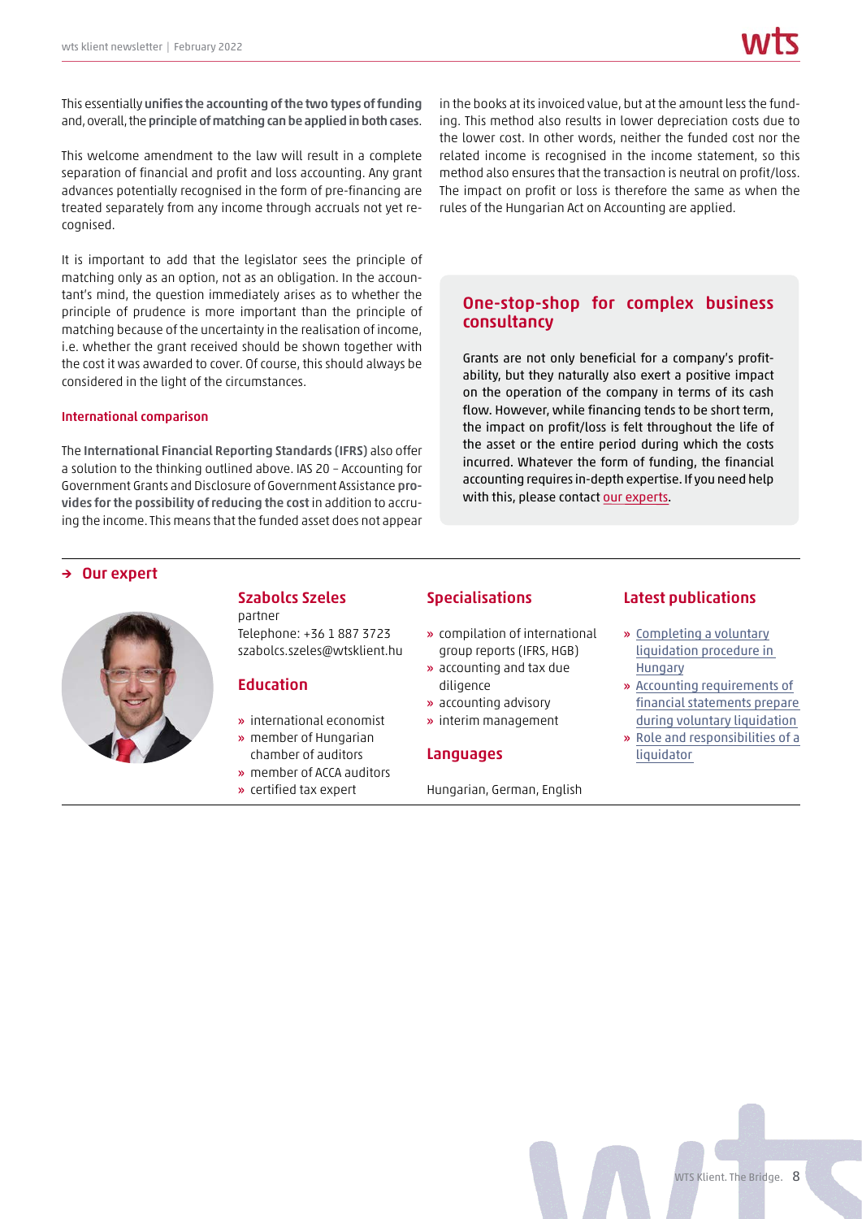This essentially **unifies the accounting of the two types of funding** and, overall, the **principle of matching can be applied in both cases**.

This welcome amendment to the law will result in a complete separation of financial and profit and loss accounting. Any grant advances potentially recognised in the form of pre-financing are treated separately from any income through accruals not yet recognised.

It is important to add that the legislator sees the principle of matching only as an option, not as an obligation. In the accountant's mind, the question immediately arises as to whether the principle of prudence is more important than the principle of matching because of the uncertainty in the realisation of income, i.e. whether the grant received should be shown together with the cost it was awarded to cover. Of course, this should always be considered in the light of the circumstances.

### International comparison

The **International Financial Reporting Standards (IFRS)** also offer a solution to the thinking outlined above. IAS 20 – Accounting for Government Grants and Disclosure of Government Assistance **provides for the possibility of reducing the cost** in addition to accruing the income. This means that the funded asset does not appear in the books at its invoiced value, but at the amount less the funding. This method also results in lower depreciation costs due to the lower cost. In other words, neither the funded cost nor the related income is recognised in the income statement, so this method also ensures that the transaction is neutral on profit/loss. The impact on profit or loss is therefore the same as when the rules of the Hungarian Act on Accounting are applied.

## One-stop-shop for complex business consultancy

Grants are not only beneficial for a company's profitability, but they naturally also exert a positive impact on the operation of the company in terms of its cash flow. However, while financing tends to be short term, the impact on profit/loss is felt throughout the life of the asset or the entire period during which the costs incurred. Whatever the form of funding, the financial accounting requires in-depth expertise. If you need help with this, please contact our experts.

## → Our expert

### Szabolcs Szeles

partner
Telephone: +36 1 887 3723
szabolcs.szeles@wtsklient.hu

### Education

- international economist
- member of Hungarian chamber of auditors
- member of ACCA auditors
- certified tax expert

### Specialisations

- compilation of international group reports (IFRS, HGB)
- accounting and tax due diligence
- accounting advisory
- interim management

### Languages

Hungarian, German, English

### Latest publications

- Completing a voluntary liquidation procedure in Hungary
- Accounting requirements of financial statements prepare during voluntary liquidation
- Role and responsibilities of a liquidator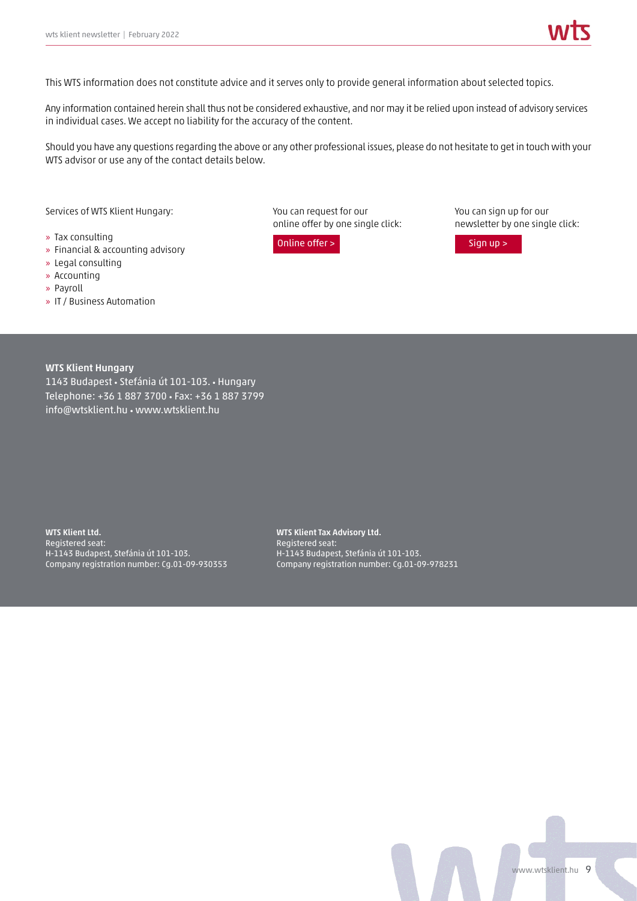This WTS information does not constitute advice and it serves only to provide general information about selected topics.

Any information contained herein shall thus not be considered exhaustive, and nor may it be relied upon instead of advisory services in individual cases. We accept no liability for the accuracy of the content.

Should you have any questions regarding the above or any other professional issues, please do not hesitate to get in touch with your WTS advisor or use any of the contact details below.

Services of WTS Klient Hungary:

- Tax consulting
- Financial & accounting advisory
- Legal consulting
- Accounting
- Payroll
- IT / Business Automation

You can request for our online offer by one single click:

Online offer >

You can sign up for our newsletter by one single click:

Sign up >

**WTS Klient Hungary**
1143 Budapest • Stefánia út 101-103. • Hungary
Telephone: +36 1 887 3700 • Fax: +36 1 887 3799
info@wtsklient.hu • www.wtsklient.hu

**WTS Klient Ltd.**
Registered seat:
H-1143 Budapest, Stefánia út 101-103.
Company registration number: Cg.01-09-930353

**WTS Klient Tax Advisory Ltd.**
Registered seat:
H-1143 Budapest, Stefánia út 101-103.
Company registration number: Cg.01-09-978231